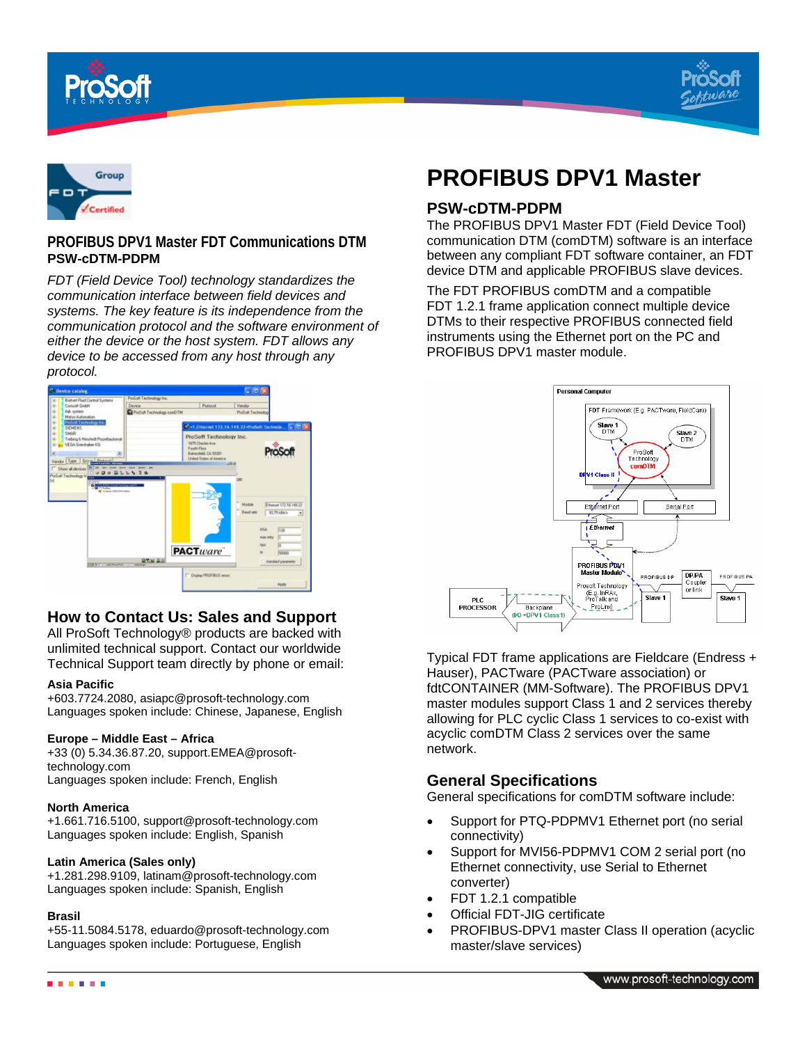# PROFIBUS DPV1 Master

## PSW-cDTM-PDPM

The PROFIBUS DPV1 Master FDT (Field Device Tool) communication DTM (comDTM) software is an interface between any compliant FDT software container, an FDT device DTM and applicable PROFIBUS slave devices.

The FDT PROFIBUS comDTM and a compatible FDT 1.2.1 frame application connect multiple device DTMs to their respective PROFIBUS connected field instruments using the Ethernet port on the PC and PROFIBUS DPV1 master module.

Typical FDT frame applications are Fieldcare (Endress + Hauser), PACTware (PACTware association) or fdtCONTAINER (MM-Software). The PROFIBUS DPV1 master modules support Class 1 and 2 services thereby allowing for PLC cyclic Class 1 services to co-exist with acyclic comDTM Class 2 services over the same network.

## General Specifications

General specifications for comDTM software include:

- Support for PTQ-PDPMV1 Ethernet port (no serial connectivity)
- Support for MVI56-PDPMV1 COM 2 serial port (no Ethernet connectivity, use Serial to Ethernet converter)
- FDT 1.2.1 compatible
- Official FDT-JIG certificate
- PROFIBUS-DPV1 master Class II operation (acyclic master/slave services)

### PROFIBUS DPV1 Master FDT Communications DTM

**PSW-cDTM-PDPM**

*FDT (Field Device Tool) technology standardizes the communication interface between field devices and systems. The key feature is its independence from the communication protocol and the software environment of either the device or the host system. FDT allows any device to be accessed from any host through any protocol.*

## How to Contact Us: Sales and Support

All ProSoft Technology® products are backed with unlimited technical support. Contact our worldwide Technical Support team directly by phone or email:

**Asia Pacific**
+603.7724.2080, asiapc@prosoft-technology.com
Languages spoken include: Chinese, Japanese, English

**Europe – Middle East – Africa**
+33 (0) 5.34.36.87.20, support.EMEA@prosoft-technology.com
Languages spoken include: French, English

**North America**
+1.661.716.5100, support@prosoft-technology.com
Languages spoken include: English, Spanish

**Latin America (Sales only)**
+1.281.298.9109, latinam@prosoft-technology.com
Languages spoken include: Spanish, English

**Brasil**
+55-11.5084.5178, eduardo@prosoft-technology.com
Languages spoken include: Portuguese, English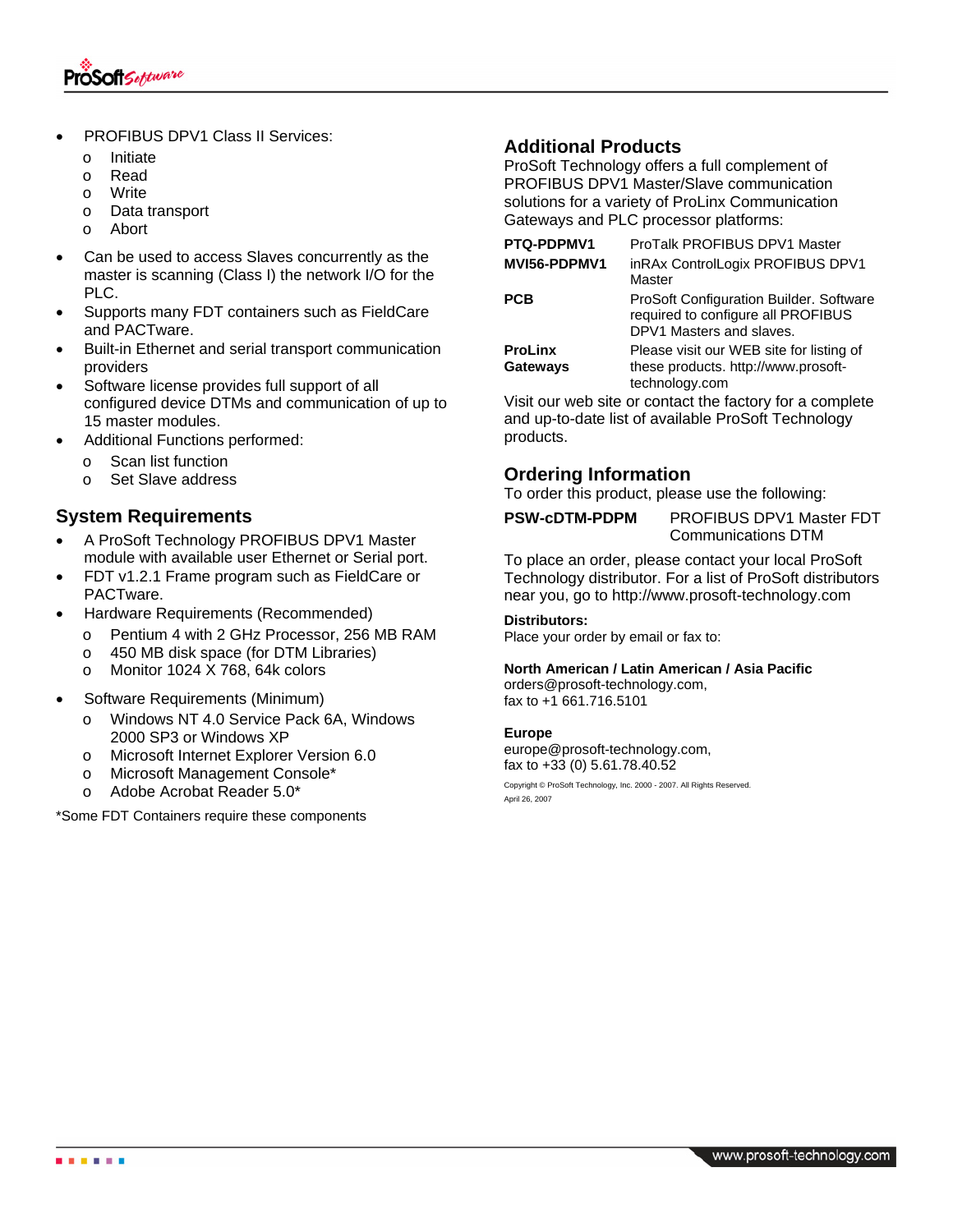- PROFIBUS DPV1 Class II Services:
  - Initiate
  - Read
  - Write
  - Data transport
  - Abort
- Can be used to access Slaves concurrently as the master is scanning (Class I) the network I/O for the PLC.
- Supports many FDT containers such as FieldCare and PACTware.
- Built-in Ethernet and serial transport communication providers
- Software license provides full support of all configured device DTMs and communication of up to 15 master modules.
- Additional Functions performed:
  - Scan list function
  - Set Slave address

## System Requirements

- A ProSoft Technology PROFIBUS DPV1 Master module with available user Ethernet or Serial port.
- FDT v1.2.1 Frame program such as FieldCare or PACTware.
- Hardware Requirements (Recommended)
  - Pentium 4 with 2 GHz Processor, 256 MB RAM
  - 450 MB disk space (for DTM Libraries)
  - Monitor 1024 X 768, 64k colors
- Software Requirements (Minimum)
  - Windows NT 4.0 Service Pack 6A, Windows 2000 SP3 or Windows XP
  - Microsoft Internet Explorer Version 6.0
  - Microsoft Management Console*
  - Adobe Acrobat Reader 5.0*

*Some FDT Containers require these components

## Additional Products

ProSoft Technology offers a full complement of PROFIBUS DPV1 Master/Slave communication solutions for a variety of ProLinx Communication Gateways and PLC processor platforms:

| | |
|---|---|
| **PTQ-PDPMV1** | ProTalk PROFIBUS DPV1 Master |
| **MVI56-PDPMV1** | inRAx ControlLogix PROFIBUS DPV1 Master |
| **PCB** | ProSoft Configuration Builder. Software required to configure all PROFIBUS DPV1 Masters and slaves. |
| **ProLinx Gateways** | Please visit our WEB site for listing of these products. http://www.prosoft-technology.com |

Visit our web site or contact the factory for a complete and up-to-date list of available ProSoft Technology products.

## Ordering Information

To order this product, please use the following:

| | |
|---|---|
| **PSW-cDTM-PDPM** | PROFIBUS DPV1 Master FDT Communications DTM |

To place an order, please contact your local ProSoft Technology distributor. For a list of ProSoft distributors near you, go to http://www.prosoft-technology.com

**Distributors:**
Place your order by email or fax to:

**North American / Latin American / Asia Pacific**
orders@prosoft-technology.com,
fax to +1 661.716.5101

**Europe**
europe@prosoft-technology.com,
fax to +33 (0) 5.61.78.40.52

Copyright © ProSoft Technology, Inc. 2000 - 2007. All Rights Reserved.
April 26, 2007